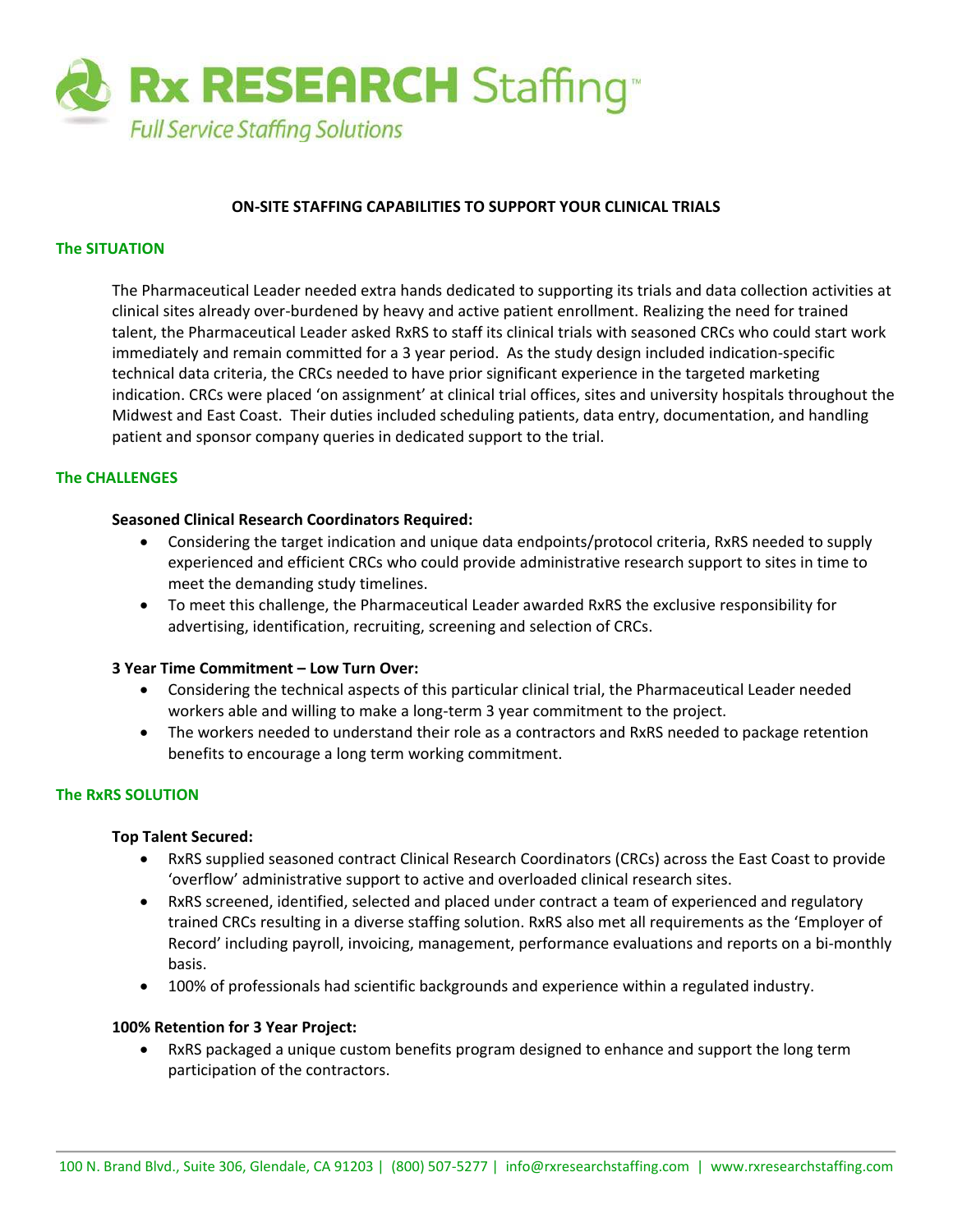# Rx RESEARCH Staffing™

*Full Service Staffing Solutions*

**ON-SITE STAFFING CAPABILITIES TO SUPPORT YOUR CLINICAL TRIALS**

## The SITUATION

The Pharmaceutical Leader needed extra hands dedicated to supporting its trials and data collection activities at clinical sites already over-burdened by heavy and active patient enrollment. Realizing the need for trained talent, the Pharmaceutical Leader asked RxRS to staff its clinical trials with seasoned CRCs who could start work immediately and remain committed for a 3 year period. As the study design included indication-specific technical data criteria, the CRCs needed to have prior significant experience in the targeted marketing indication. CRCs were placed 'on assignment' at clinical trial offices, sites and university hospitals throughout the Midwest and East Coast. Their duties included scheduling patients, data entry, documentation, and handling patient and sponsor company queries in dedicated support to the trial.

## The CHALLENGES

**Seasoned Clinical Research Coordinators Required:**

- Considering the target indication and unique data endpoints/protocol criteria, RxRS needed to supply experienced and efficient CRCs who could provide administrative research support to sites in time to meet the demanding study timelines.
- To meet this challenge, the Pharmaceutical Leader awarded RxRS the exclusive responsibility for advertising, identification, recruiting, screening and selection of CRCs.

**3 Year Time Commitment – Low Turn Over:**

- Considering the technical aspects of this particular clinical trial, the Pharmaceutical Leader needed workers able and willing to make a long-term 3 year commitment to the project.
- The workers needed to understand their role as a contractors and RxRS needed to package retention benefits to encourage a long term working commitment.

## The RxRS SOLUTION

**Top Talent Secured:**

- RxRS supplied seasoned contract Clinical Research Coordinators (CRCs) across the East Coast to provide 'overflow' administrative support to active and overloaded clinical research sites.
- RxRS screened, identified, selected and placed under contract a team of experienced and regulatory trained CRCs resulting in a diverse staffing solution. RxRS also met all requirements as the 'Employer of Record' including payroll, invoicing, management, performance evaluations and reports on a bi-monthly basis.
- 100% of professionals had scientific backgrounds and experience within a regulated industry.

**100% Retention for 3 Year Project:**

- RxRS packaged a unique custom benefits program designed to enhance and support the long term participation of the contractors.

100 N. Brand Blvd., Suite 306, Glendale, CA 91203 | (800) 507-5277 | info@rxresearchstaffing.com | www.rxresearchstaffing.com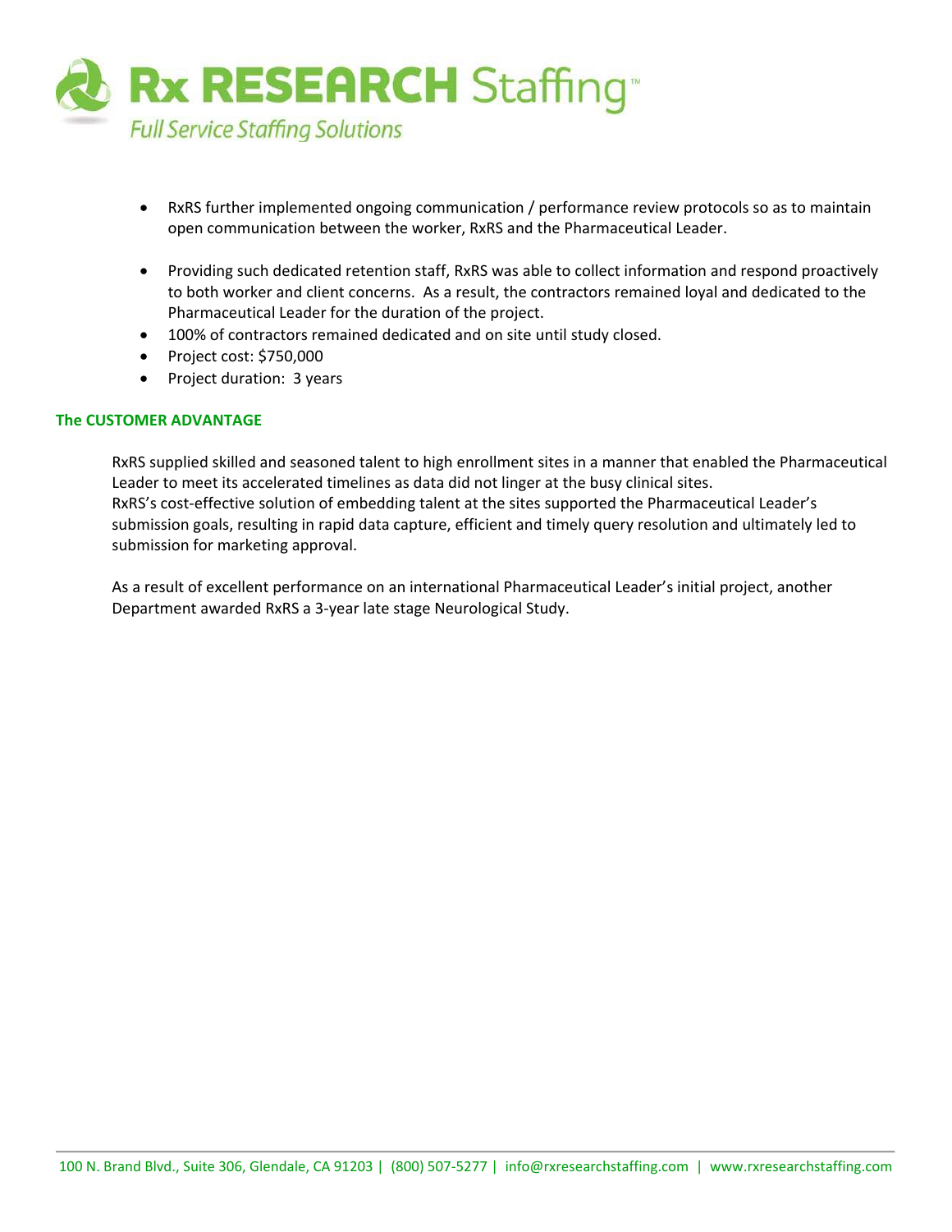- RxRS further implemented ongoing communication / performance review protocols so as to maintain open communication between the worker, RxRS and the Pharmaceutical Leader.

- Providing such dedicated retention staff, RxRS was able to collect information and respond proactively to both worker and client concerns. As a result, the contractors remained loyal and dedicated to the Pharmaceutical Leader for the duration of the project.
- 100% of contractors remained dedicated and on site until study closed.
- Project cost: $750,000
- Project duration: 3 years

## The CUSTOMER ADVANTAGE

RxRS supplied skilled and seasoned talent to high enrollment sites in a manner that enabled the Pharmaceutical Leader to meet its accelerated timelines as data did not linger at the busy clinical sites.
RxRS's cost-effective solution of embedding talent at the sites supported the Pharmaceutical Leader's submission goals, resulting in rapid data capture, efficient and timely query resolution and ultimately led to submission for marketing approval.

As a result of excellent performance on an international Pharmaceutical Leader's initial project, another Department awarded RxRS a 3-year late stage Neurological Study.